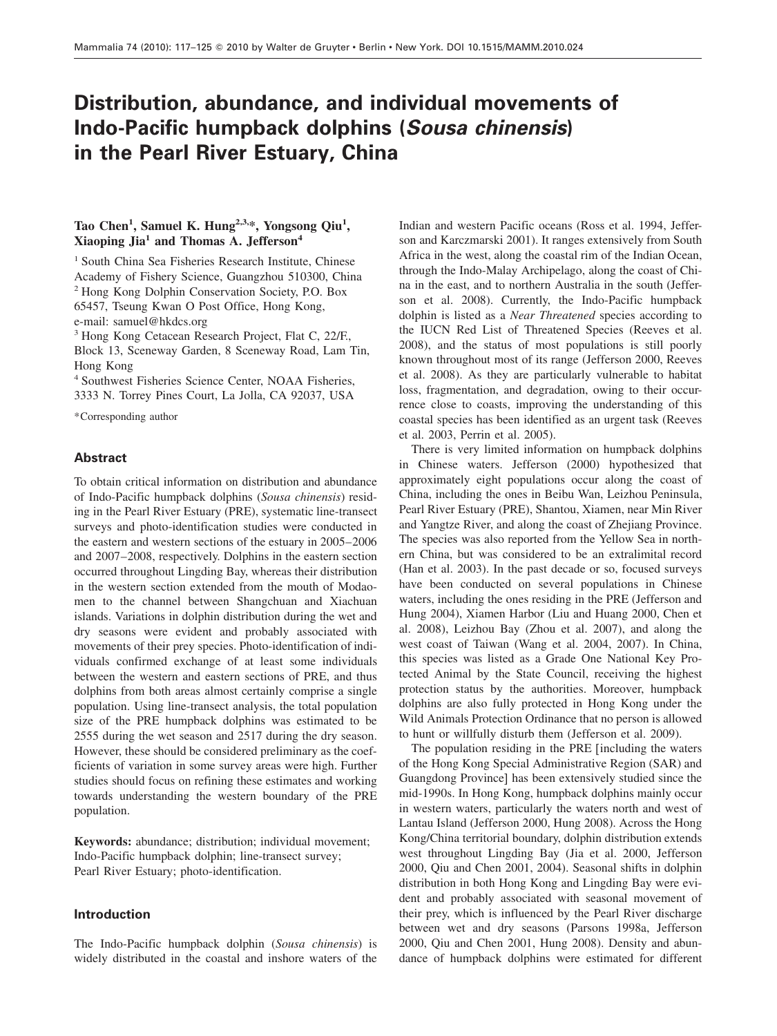# Distribution, abundance, and individual movements of Indo-Pacific humpback dolphins (*Sousa chinensis*) in the Pearl River Estuary, China

**Tao Chen[1], Samuel K. Hung[2,3,*], Yongsong Qiu[1], Xiaoping Jia[1] and Thomas A. Jefferson[4]**

[1] South China Sea Fisheries Research Institute, Chinese Academy of Fishery Science, Guangzhou 510300, China

[2] Hong Kong Dolphin Conservation Society, P.O. Box 65457, Tseung Kwan O Post Office, Hong Kong, e-mail: samuel@hkdcs.org

[3] Hong Kong Cetacean Research Project, Flat C, 22/F., Block 13, Sceneway Garden, 8 Sceneway Road, Lam Tin, Hong Kong

[4] Southwest Fisheries Science Center, NOAA Fisheries, 3333 N. Torrey Pines Court, La Jolla, CA 92037, USA

*Corresponding author

## Abstract

To obtain critical information on distribution and abundance of Indo-Pacific humpback dolphins (*Sousa chinensis*) residing in the Pearl River Estuary (PRE), systematic line-transect surveys and photo-identification studies were conducted in the eastern and western sections of the estuary in 2005–2006 and 2007–2008, respectively. Dolphins in the eastern section occurred throughout Lingding Bay, whereas their distribution in the western section extended from the mouth of Modaomen to the channel between Shangchuan and Xiachuan islands. Variations in dolphin distribution during the wet and dry seasons were evident and probably associated with movements of their prey species. Photo-identification of individuals confirmed exchange of at least some individuals between the western and eastern sections of PRE, and thus dolphins from both areas almost certainly comprise a single population. Using line-transect analysis, the total population size of the PRE humpback dolphins was estimated to be 2555 during the wet season and 2517 during the dry season. However, these should be considered preliminary as the coefficients of variation in some survey areas were high. Further studies should focus on refining these estimates and working towards understanding the western boundary of the PRE population.

**Keywords:** abundance; distribution; individual movement; Indo-Pacific humpback dolphin; line-transect survey; Pearl River Estuary; photo-identification.

## Introduction

The Indo-Pacific humpback dolphin (*Sousa chinensis*) is widely distributed in the coastal and inshore waters of the Indian and western Pacific oceans (Ross et al. 1994, Jefferson and Karczmarski 2001). It ranges extensively from South Africa in the west, along the coastal rim of the Indian Ocean, through the Indo-Malay Archipelago, along the coast of China in the east, and to northern Australia in the south (Jefferson et al. 2008). Currently, the Indo-Pacific humpback dolphin is listed as a *Near Threatened* species according to the IUCN Red List of Threatened Species (Reeves et al. 2008), and the status of most populations is still poorly known throughout most of its range (Jefferson 2000, Reeves et al. 2008). As they are particularly vulnerable to habitat loss, fragmentation, and degradation, owing to their occurrence close to coasts, improving the understanding of this coastal species has been identified as an urgent task (Reeves et al. 2003, Perrin et al. 2005).

There is very limited information on humpback dolphins in Chinese waters. Jefferson (2000) hypothesized that approximately eight populations occur along the coast of China, including the ones in Beibu Wan, Leizhou Peninsula, Pearl River Estuary (PRE), Shantou, Xiamen, near Min River and Yangtze River, and along the coast of Zhejiang Province. The species was also reported from the Yellow Sea in northern China, but was considered to be an extralimital record (Han et al. 2003). In the past decade or so, focused surveys have been conducted on several populations in Chinese waters, including the ones residing in the PRE (Jefferson and Hung 2004), Xiamen Harbor (Liu and Huang 2000, Chen et al. 2008), Leizhou Bay (Zhou et al. 2007), and along the west coast of Taiwan (Wang et al. 2004, 2007). In China, this species was listed as a Grade One National Key Protected Animal by the State Council, receiving the highest protection status by the authorities. Moreover, humpback dolphins are also fully protected in Hong Kong under the Wild Animals Protection Ordinance that no person is allowed to hunt or willfully disturb them (Jefferson et al. 2009).

The population residing in the PRE [including the waters of the Hong Kong Special Administrative Region (SAR) and Guangdong Province] has been extensively studied since the mid-1990s. In Hong Kong, humpback dolphins mainly occur in western waters, particularly the waters north and west of Lantau Island (Jefferson 2000, Hung 2008). Across the Hong Kong/China territorial boundary, dolphin distribution extends west throughout Lingding Bay (Jia et al. 2000, Jefferson 2000, Qiu and Chen 2001, 2004). Seasonal shifts in dolphin distribution in both Hong Kong and Lingding Bay were evident and probably associated with seasonal movement of their prey, which is influenced by the Pearl River discharge between wet and dry seasons (Parsons 1998a, Jefferson 2000, Qiu and Chen 2001, Hung 2008). Density and abundance of humpback dolphins were estimated for different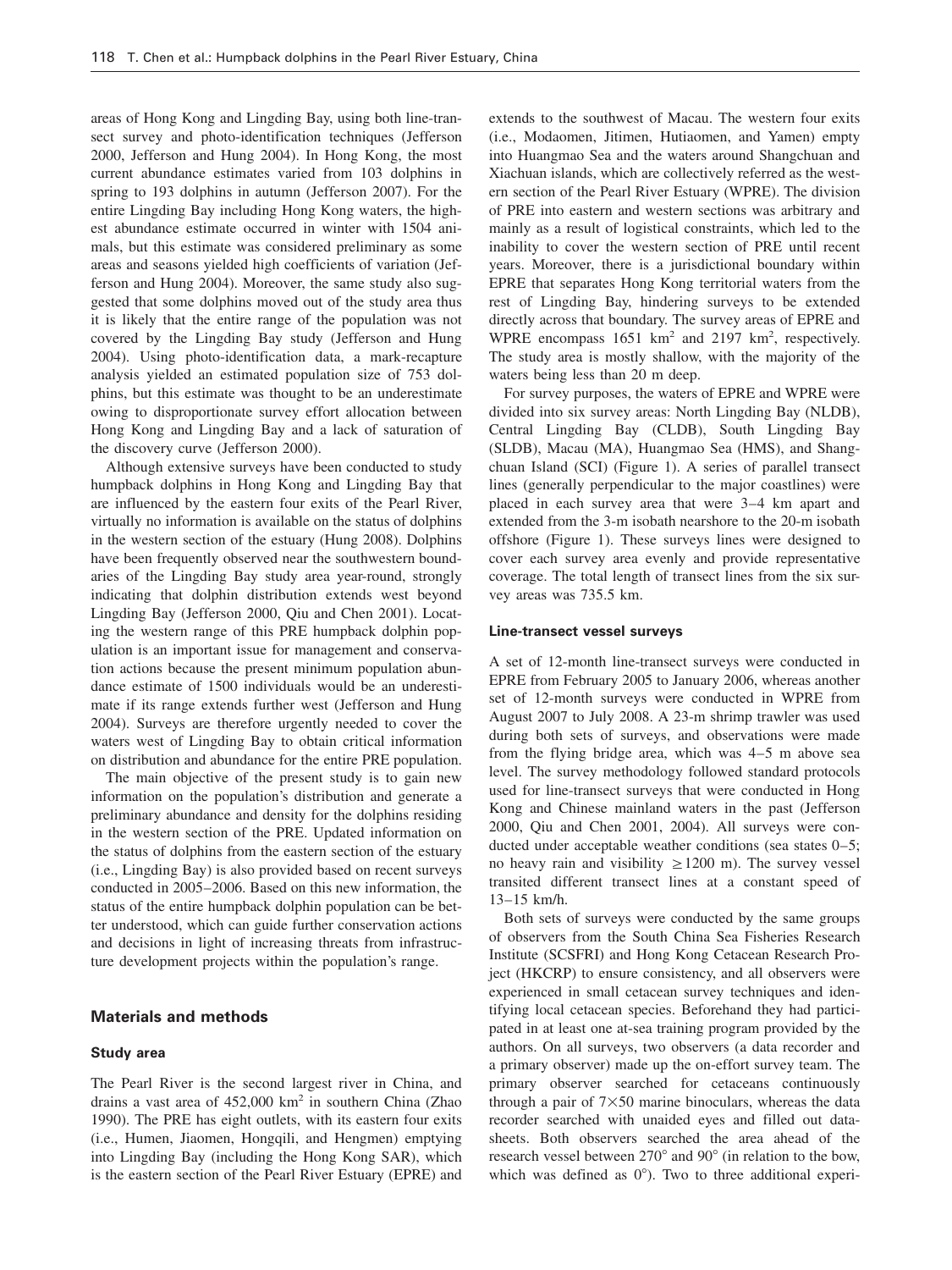areas of Hong Kong and Lingding Bay, using both line-transect survey and photo-identification techniques (Jefferson 2000, Jefferson and Hung 2004). In Hong Kong, the most current abundance estimates varied from 103 dolphins in spring to 193 dolphins in autumn (Jefferson 2007). For the entire Lingding Bay including Hong Kong waters, the highest abundance estimate occurred in winter with 1504 animals, but this estimate was considered preliminary as some areas and seasons yielded high coefficients of variation (Jefferson and Hung 2004). Moreover, the same study also suggested that some dolphins moved out of the study area thus it is likely that the entire range of the population was not covered by the Lingding Bay study (Jefferson and Hung 2004). Using photo-identification data, a mark-recapture analysis yielded an estimated population size of 753 dolphins, but this estimate was thought to be an underestimate owing to disproportionate survey effort allocation between Hong Kong and Lingding Bay and a lack of saturation of the discovery curve (Jefferson 2000).

Although extensive surveys have been conducted to study humpback dolphins in Hong Kong and Lingding Bay that are influenced by the eastern four exits of the Pearl River, virtually no information is available on the status of dolphins in the western section of the estuary (Hung 2008). Dolphins have been frequently observed near the southwestern boundaries of the Lingding Bay study area year-round, strongly indicating that dolphin distribution extends well beyond Lingding Bay (Jefferson 2000, Qiu and Chen 2001). Locating the western range of this PRE humpback dolphin population is an important issue for management and conservation actions because the present minimum population abundance estimate of 1500 individuals would be an underestimate if its range extends further west (Jefferson and Hung 2004). Surveys are therefore urgently needed to cover the waters west of Lingding Bay to obtain critical information on distribution and abundance for the entire PRE population.

The main objective of the present study is to gain new information on the population's distribution and generate a preliminary abundance and density for the dolphins residing in the western section of the PRE. Updated information on the status of dolphins from the eastern section of the estuary (i.e., Lingding Bay) is also provided based on recent surveys conducted in 2005–2006. Based on this new information, the status of the entire humpback dolphin population can be better understood, which can guide further conservation actions and decisions in light of increasing threats from infrastructure development projects within the population's range.

## Materials and methods

### Study area

The Pearl River is the second largest river in China, and drains a vast area of 452,000 km$^2$ in southern China (Zhao 1990). The PRE has eight outlets, with its eastern four exits (i.e., Humen, Jiaomen, Hongqili, and Hengmen) emptying into Lingding Bay (including the Hong Kong SAR), which is the eastern section of the Pearl River Estuary (EPRE) and extends to the southwest of Macau. The western four exits (i.e., Modaomen, Jitimen, Hutiaomen, and Yamen) empty into Huangmao Sea and the waters around Shangchuan and Xiachuan islands, which are collectively referred as the western section of the Pearl River Estuary (WPRE). The division of PRE into eastern and western sections was arbitrary and mainly as a result of logistical constraints, which led to the inability to cover the western section of PRE until recent years. Moreover, there is a jurisdictional boundary within EPRE that separates Hong Kong territorial waters from the rest of Lingding Bay, hindering surveys to be extended directly across that boundary. The survey areas of EPRE and WPRE encompass 1651 km$^2$ and 2197 km$^2$, respectively. The study area is mostly shallow, with the majority of the waters being less than 20 m deep.

For survey purposes, the waters of EPRE and WPRE were divided into six survey areas: North Lingding Bay (NLDB), Central Lingding Bay (CLDB), South Lingding Bay (SLDB), Macau (MA), Huangmao Sea (HMS), and Shangchuan Island (SCI) (Figure 1). A series of parallel transect lines (generally perpendicular to the major coastlines) were placed in each survey area that were 3–4 km apart and extended from the 3-m isobath nearshore to the 20-m isobath offshore (Figure 1). These surveys lines were designed to cover each survey area evenly and provide representative coverage. The total length of transect lines from the six survey areas was 735.5 km.

### Line-transect vessel surveys

A set of 12-month line-transect surveys were conducted in EPRE from February 2005 to January 2006, whereas another set of 12-month surveys were conducted in WPRE from August 2007 to July 2008. A 23-m shrimp trawler was used during both sets of surveys, and observations were made from the flying bridge area, which was 4–5 m above sea level. The survey methodology followed standard protocols used for line-transect surveys that were conducted in Hong Kong and Chinese mainland waters in the past (Jefferson 2000, Qiu and Chen 2001, 2004). All surveys were conducted under acceptable weather conditions (sea states 0–5; no heavy rain and visibility $\geq$1200 m). The survey vessel transited different transect lines at a constant speed of 13–15 km/h.

Both sets of surveys were conducted by the same groups of observers from the South China Sea Fisheries Research Institute (SCSFRI) and Hong Kong Cetacean Research Project (HKCRP) to ensure consistency, and all observers were experienced in small cetacean survey techniques and identifying local cetacean species. Beforehand they had participated in at least one at-sea training program provided by the authors. On all surveys, two observers (a data recorder and a primary observer) made up the on-effort survey team. The primary observer searched for cetaceans continuously through a pair of 7×50 marine binoculars, whereas the data recorder searched with unaided eyes and filled out datasheets. Both observers searched the area ahead of the research vessel between 270° and 90° (in relation to the bow, which was defined as 0°). Two to three additional experi-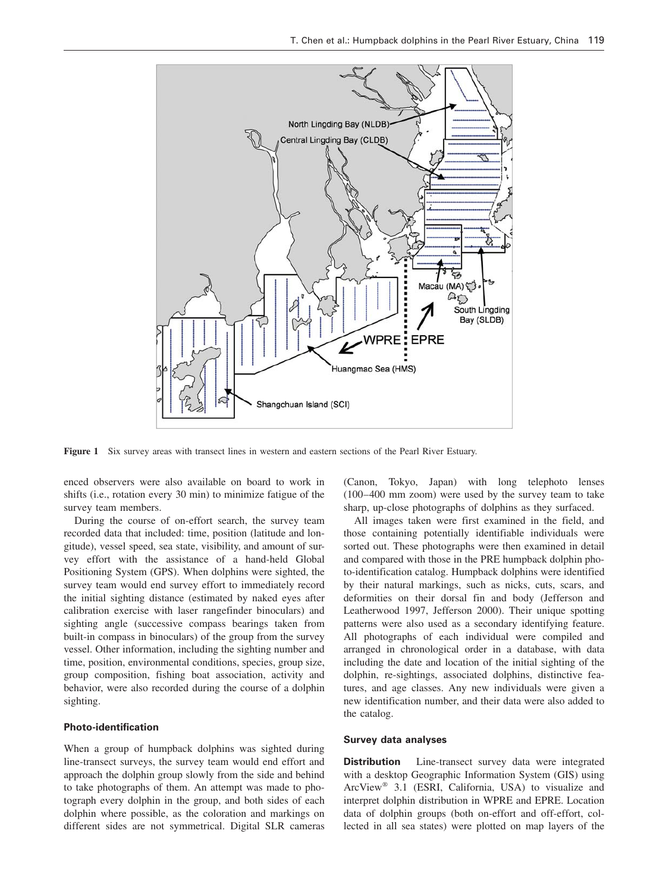Figure 1 Six survey areas with transect lines in western and eastern sections of the Pearl River Estuary.

enced observers were also available on board to work in shifts (i.e., rotation every 30 min) to minimize fatigue of the survey team members.

During the course of on-effort search, the survey team recorded data that included: time, position (latitude and longitude), vessel speed, sea state, visibility, and amount of survey effort with the assistance of a hand-held Global Positioning System (GPS). When dolphins were sighted, the survey team would end survey effort to immediately record the initial sighting distance (estimated by naked eyes after calibration exercise with laser rangefinder binoculars) and sighting angle (successive compass bearings taken from built-in compass in binoculars) of the group from the survey vessel. Other information, including the sighting number and time, position, environmental conditions, species, group size, group composition, fishing boat association, activity and behavior, were also recorded during the course of a dolphin sighting.

### Photo-identification

When a group of humpback dolphins was sighted during line-transect surveys, the survey team would end effort and approach the dolphin group slowly from the side and behind to take photographs of them. An attempt was made to photograph every dolphin in the group, and both sides of each dolphin where possible, as the coloration and markings on different sides are not symmetrical. Digital SLR cameras (Canon, Tokyo, Japan) with long telephoto lenses (100–400 mm zoom) were used by the survey team to take sharp, up-close photographs of dolphins as they surfaced.

All images taken were first examined in the field, and those containing potentially identifiable individuals were sorted out. These photographs were then examined in detail and compared with those in the PRE humpback dolphin photo-identification catalog. Humpback dolphins were identified by their natural markings, such as nicks, cuts, scars, and deformities on their dorsal fin and body (Jefferson and Leatherwood 1997, Jefferson 2000). Their unique spotting patterns were also used as a secondary identifying feature. All photographs of each individual were compiled and arranged in chronological order in a database, with data including the date and location of the initial sighting of the dolphin, re-sightings, associated dolphins, distinctive features, and age classes. Any new individuals were given a new identification number, and their data were also added to the catalog.

### Survey data analyses

**Distribution** Line-transect survey data were integrated with a desktop Geographic Information System (GIS) using ArcView® 3.1 (ESRI, California, USA) to visualize and interpret dolphin distribution in WPRE and EPRE. Location data of dolphin groups (both on-effort and off-effort, collected in all sea states) were plotted on map layers of the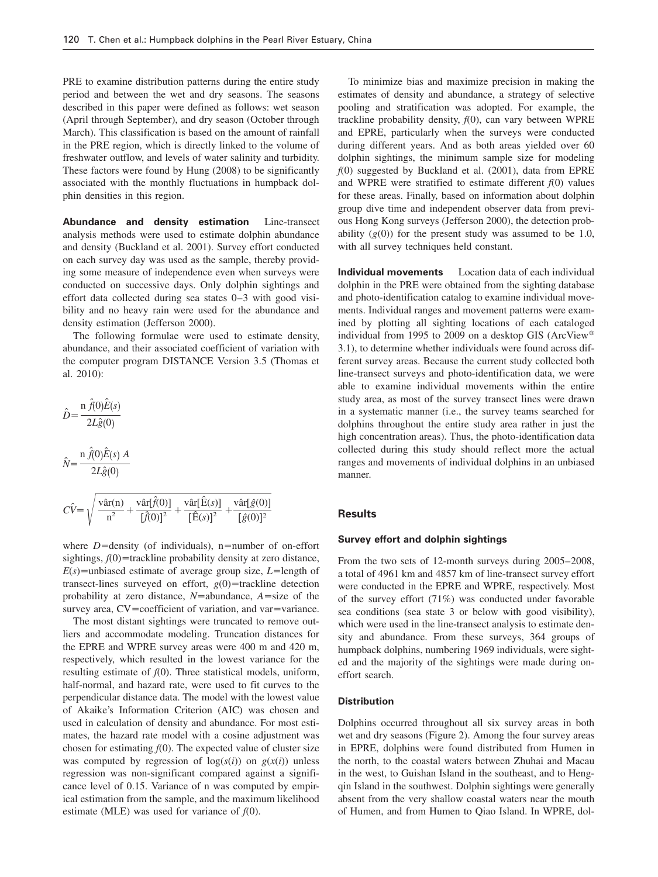PRE to examine distribution patterns during the entire study period and between the wet and dry seasons. The seasons described in this paper were defined as follows: wet season (April through September), and dry season (October through March). This classification is based on the amount of rainfall in the PRE region, which is directly linked to the volume of freshwater outflow, and levels of water salinity and turbidity. These factors were found by Hung (2008) to be significantly associated with the monthly fluctuations in humpback dolphin densities in this region.

**Abundance and density estimation** Line-transect analysis methods were used to estimate dolphin abundance and density (Buckland et al. 2001). Survey effort conducted on each survey day was used as the sample, thereby providing some measure of independence even when surveys were conducted on successive days. Only dolphin sightings and effort data collected during sea states 0–3 with good visibility and no heavy rain were used for the abundance and density estimation (Jefferson 2000).

The following formulae were used to estimate density, abundance, and their associated coefficient of variation with the computer program DISTANCE Version 3.5 (Thomas et al. 2010):

$$\hat{D} = \frac{n\,\hat{f}(0)\hat{E}(s)}{2L\hat{g}(0)}$$

$$\hat{N} = \frac{n\,\hat{f}(0)\hat{E}(s)\,A}{2L\hat{g}(0)}$$

$$\hat{CV} = \sqrt{\frac{\hat{\text{var}}(n)}{n^2} + \frac{\hat{\text{var}}[\hat{f}(0)]}{[\hat{f}(0)]^2} + \frac{\hat{\text{var}}[\hat{E}(s)]}{[\hat{E}(s)]^2} + \frac{\hat{\text{var}}[\hat{g}(0)]}{[\hat{g}(0)]^2}}$$

where $D$=density (of individuals), n=number of on-effort sightings, $f(0)$=trackline probability density at zero distance, $E(s)$=unbiased estimate of average group size, $L$=length of transect-lines surveyed on effort, $g(0)$=trackline detection probability at zero distance, $N$=abundance, $A$=size of the survey area, CV=coefficient of variation, and var=variance.

The most distant sightings were truncated to remove outliers and accommodate modeling. Truncation distances for the EPRE and WPRE survey areas were 400 m and 420 m, respectively, which resulted in the lowest variance for the resulting estimate of $f(0)$. Three statistical models, uniform, half-normal, and hazard rate, were used to fit curves to the perpendicular distance data. The model with the lowest value of Akaike's Information Criterion (AIC) was chosen and used in calculation of density and abundance. For most estimates, the hazard rate model with a cosine adjustment was chosen for estimating $f(0)$. The expected value of cluster size was computed by regression of $\log(s(i))$ on $g(x(i))$ unless regression was non-significant compared against a significance level of 0.15. Variance of n was computed by empirical estimation from the sample, and the maximum likelihood estimate (MLE) was used for variance of $f(0)$.

To minimize bias and maximize precision in making the estimates of density and abundance, a strategy of selective pooling and stratification was adopted. For example, the trackline probability density, $f(0)$, can vary between WPRE and EPRE, particularly when the surveys were conducted during different years. And as both areas yielded over 60 dolphin sightings, the minimum sample size for modeling $f(0)$ suggested by Buckland et al. (2001), data from EPRE and WPRE were stratified to estimate different $f(0)$ values for these areas. Finally, based on information about dolphin group dive time and independent observer data from previous Hong Kong surveys (Jefferson 2000), the detection probability ($g(0)$) for the present study was assumed to be 1.0, with all survey techniques held constant.

**Individual movements** Location data of each individual dolphin in the PRE were obtained from the sighting database and photo-identification catalog to examine individual movements. Individual ranges and movement patterns were examined by plotting all sighting locations of each cataloged individual from 1995 to 2009 on a desktop GIS (ArcView® 3.1), to determine whether individuals were found across different survey areas. Because the current study collected both line-transect surveys and photo-identification data, we were able to examine individual movements within the entire study area, as most of the survey transect lines were drawn in a systematic manner (i.e., the survey teams searched for dolphins throughout the entire study area rather in just the high concentration areas). Thus, the photo-identification data collected during this study should reflect more the actual ranges and movements of individual dolphins in an unbiased manner.

## Results

### Survey effort and dolphin sightings

From the two sets of 12-month surveys during 2005–2008, a total of 4961 km and 4857 km of line-transect survey effort were conducted in the EPRE and WPRE, respectively. Most of the survey effort (71%) was conducted under favorable sea conditions (sea state 3 or below with good visibility), which were used in the line-transect analysis to estimate density and abundance. From these surveys, 364 groups of humpback dolphins, numbering 1969 individuals, were sighted and the majority of the sightings were made during on-effort search.

### Distribution

Dolphins occurred throughout all six survey areas in both wet and dry seasons (Figure 2). Among the four survey areas in EPRE, dolphins were found distributed from Humen in the north, to the coastal waters between Zhuhai and Macau in the west, to Guishan Island in the southeast, and to Hengqin Island in the southwest. Dolphin sightings were generally absent from the very shallow coastal waters near the mouth of Humen, and from Humen to Qiao Island. In WPRE, dol-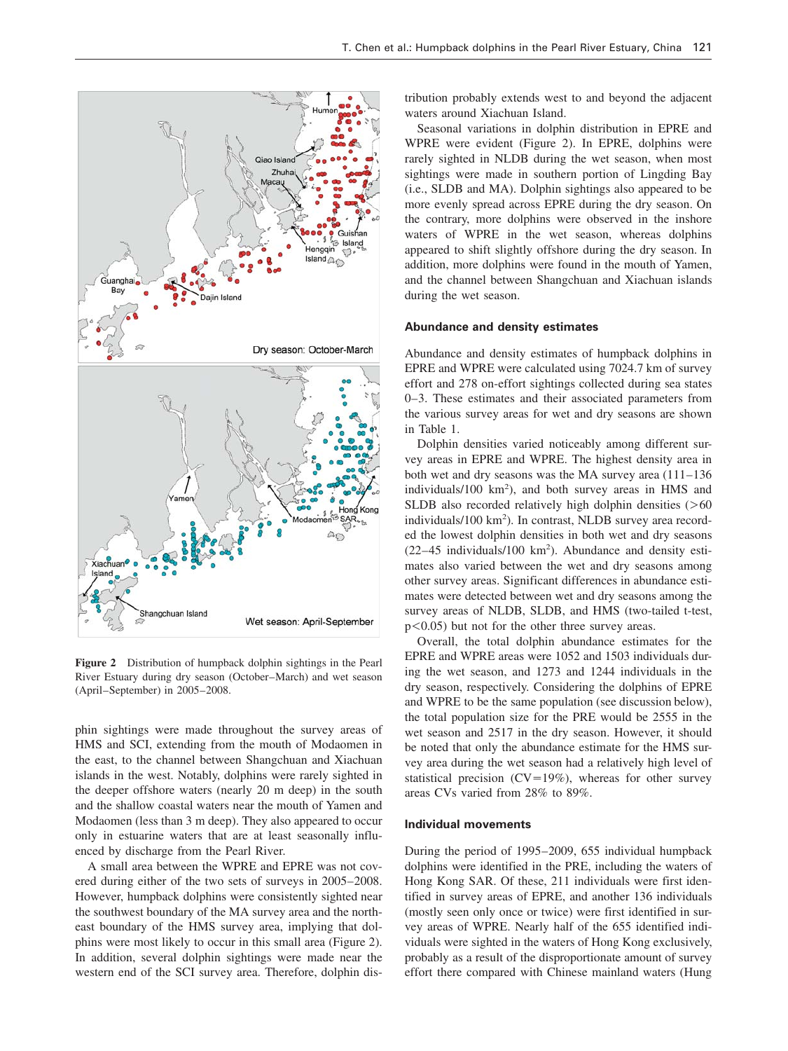Figure 2 Distribution of humpback dolphin sightings in the Pearl River Estuary during dry season (October–March) and wet season (April–September) in 2005–2008.

phin sightings were made throughout the survey areas of HMS and SCI, extending from the mouth of Modaomen in the east, to the channel between Shangchuan and Xiachuan islands in the west. Notably, dolphins were rarely sighted in the deeper offshore waters (nearly 20 m deep) in the south and the shallow coastal waters near the mouth of Yamen and Modaomen (less than 3 m deep). They also appeared to occur only in estuarine waters that are at least seasonally influenced by discharge from the Pearl River.

A small area between the WPRE and EPRE was not covered during either of the two sets of surveys in 2005–2008. However, humpback dolphins were consistently sighted near the southwest boundary of the MA survey area and the northeast boundary of the HMS survey area, implying that dolphins were most likely to occur in this small area (Figure 2). In addition, several dolphin sightings were made near the western end of the SCI survey area. Therefore, dolphin distribution probably extends west to and beyond the adjacent waters around Xiachuan Island.

Seasonal variations in dolphin distribution in EPRE and WPRE were evident (Figure 2). In EPRE, dolphins were rarely sighted in NLDB during the wet season, when most sightings were made in southern portion of Lingding Bay (i.e., SLDB and MA). Dolphin sightings also appeared to be more evenly spread across EPRE during the dry season. On the contrary, more dolphins were observed in the inshore waters of WPRE in the wet season, whereas dolphins appeared to shift slightly offshore during the dry season. In addition, more dolphins were found in the mouth of Yamen, and the channel between Shangchuan and Xiachuan islands during the wet season.

### Abundance and density estimates

Abundance and density estimates of humpback dolphins in EPRE and WPRE were calculated using 7024.7 km of survey effort and 278 on-effort sightings collected during sea states 0–3. These estimates and their associated parameters from the various survey areas for wet and dry seasons are shown in Table 1.

Dolphin densities varied noticeably among different survey areas in EPRE and WPRE. The highest density area in both wet and dry seasons was the MA survey area (111–136 individuals/100 km$^2$), and both survey areas in HMS and SLDB also recorded relatively high dolphin densities (>60 individuals/100 km$^2$). In contrast, NLDB survey area recorded the lowest dolphin densities in both wet and dry seasons (22–45 individuals/100 km$^2$). Abundance and density estimates also varied between the wet and dry seasons among other survey areas. Significant differences in abundance estimates were detected between wet and dry seasons among the survey areas of NLDB, SLDB, and HMS (two-tailed t-test, $p<0.05$) but not for the other three survey areas.

Overall, the total dolphin abundance estimates for the EPRE and WPRE areas were 1052 and 1503 individuals during the wet season, and 1273 and 1244 individuals in the dry season, respectively. Considering the dolphins of EPRE and WPRE to be the same population (see discussion below), the total population size for the PRE would be 2555 in the wet season and 2517 in the dry season. However, it should be noted that only the abundance estimate for the HMS survey area during the wet season had a relatively high level of statistical precision (CV=19%), whereas for other survey areas CVs varied from 28% to 89%.

### Individual movements

During the period of 1995–2009, 655 individual humpback dolphins were identified in the PRE, including the waters of Hong Kong SAR. Of these, 211 individuals were first identified in survey areas of EPRE, and another 136 individuals (mostly seen only once or twice) were first identified in survey areas of WPRE. Nearly half of the 655 identified individuals were sighted in the waters of Hong Kong exclusively, probably as a result of the disproportionate amount of survey effort there compared with Chinese mainland waters (Hung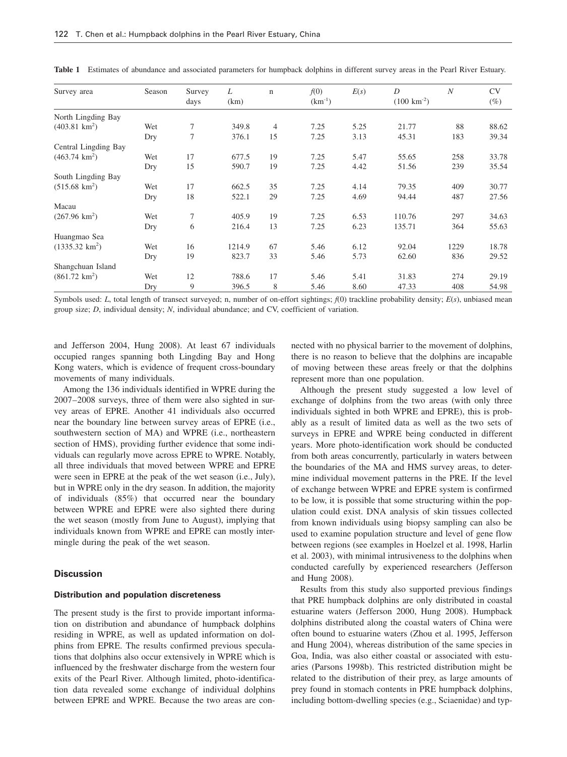**Table 1** Estimates of abundance and associated parameters for humpback dolphins in different survey areas in the Pearl River Estuary.

| Survey area | Season | Survey days | $L$ (km) | n | $f(0)$ ($km^{-1}$) | $E(s)$ | $D$ ($100\ km^{-2}$) | $N$ | CV (%) |
|---|---|---|---|---|---|---|---|---|---|
| North Lingding Bay ($403.81\ km^2$) | | | | | | | | | |
| | Wet | 7 | 349.8 | 4 | 7.25 | 5.25 | 21.77 | 88 | 88.62 |
| | Dry | 7 | 376.1 | 15 | 7.25 | 3.13 | 45.31 | 183 | 39.34 |
| Central Lingding Bay ($463.74\ km^2$) | | | | | | | | | |
| | Wet | 17 | 677.5 | 19 | 7.25 | 5.47 | 55.65 | 258 | 33.78 |
| | Dry | 15 | 590.7 | 19 | 7.25 | 4.42 | 51.56 | 239 | 35.54 |
| South Lingding Bay ($515.68\ km^2$) | | | | | | | | | |
| | Wet | 17 | 662.5 | 35 | 7.25 | 4.14 | 79.35 | 409 | 30.77 |
| | Dry | 18 | 522.1 | 29 | 7.25 | 4.69 | 94.44 | 487 | 27.56 |
| Macau ($267.96\ km^2$) | | | | | | | | | |
| | Wet | 7 | 405.9 | 19 | 7.25 | 6.53 | 110.76 | 297 | 34.63 |
| | Dry | 6 | 216.4 | 13 | 7.25 | 6.23 | 135.71 | 364 | 55.63 |
| Huangmao Sea ($1335.32\ km^2$) | | | | | | | | | |
| | Wet | 16 | 1214.9 | 67 | 5.46 | 6.12 | 92.04 | 1229 | 18.78 |
| | Dry | 19 | 823.7 | 33 | 5.46 | 5.73 | 62.60 | 836 | 29.52 |
| Shangchuan Island ($861.72\ km^2$) | | | | | | | | | |
| | Wet | 12 | 788.6 | 17 | 5.46 | 5.41 | 31.83 | 274 | 29.19 |
| | Dry | 9 | 396.5 | 8 | 5.46 | 8.60 | 47.33 | 408 | 54.98 |

Symbols used: $L$, total length of transect surveyed; n, number of on-effort sightings; $f(0)$ trackline probability density; $E(s)$, unbiased mean group size; $D$, individual density; $N$, individual abundance; and CV, coefficient of variation.

and Jefferson 2004, Hung 2008). At least 67 individuals occupied ranges spanning both Lingding Bay and Hong Kong waters, which is evidence of frequent cross-boundary movements of many individuals.

Among the 136 individuals identified in WPRE during the 2007–2008 surveys, three of them were also sighted in survey areas of EPRE. Another 41 individuals also occurred near the boundary line between survey areas of EPRE (i.e., southwestern section of MA) and WPRE (i.e., northeastern section of HMS), providing further evidence that some individuals can regularly move across EPRE to WPRE. Notably, all three individuals that moved between WPRE and EPRE were seen in EPRE at the peak of the wet season (i.e., July), but in WPRE only in the dry season. In addition, the majority of individuals (85%) that occurred near the boundary between WPRE and EPRE were also sighted there during the wet season (mostly from June to August), implying that individuals known from WPRE and EPRE can mostly intermingle during the peak of the wet season.

## Discussion

### Distribution and population discreteness

The present study is the first to provide important information on distribution and abundance of humpback dolphins residing in WPRE, as well as updated information on dolphins from EPRE. The results confirmed previous speculations that dolphins also occur extensively in WPRE which is influenced by the freshwater discharge from the western four exits of the Pearl River. Although limited, photo-identification data revealed some exchange of individual dolphins between EPRE and WPRE. Because the two areas are connected with no physical barrier to the movement of dolphins, there is no reason to believe that the dolphins are incapable of moving between these areas freely or that the dolphins represent more than one population.

Although the present study suggested a low level of exchange of dolphins from the two areas (with only three individuals sighted in both WPRE and EPRE), this is probably as a result of limited data as well as the two sets of surveys in EPRE and WPRE being conducted in different years. More photo-identification work should be conducted from both areas concurrently, particularly in waters between the boundaries of the MA and HMS survey areas, to determine individual movement patterns in the PRE. If the level of exchange between WPRE and EPRE system is confirmed to be low, it is possible that some structuring within the population could exist. DNA analysis of skin tissues collected from known individuals using biopsy sampling can also be used to examine population structure and level of gene flow between regions (see examples in Hoelzel et al. 1998, Harlin et al. 2003), with minimal intrusiveness to the dolphins when conducted carefully by experienced researchers (Jefferson and Hung 2008).

Results from this study also supported previous findings that PRE humpback dolphins are only distributed in coastal estuarine waters (Jefferson 2000, Hung 2008). Humpback dolphins distributed along the coastal waters of China were often bound to estuarine waters (Zhou et al. 1995, Jefferson and Hung 2004), whereas distribution of the same species in Goa, India, was also either coastal or associated with estuaries (Parsons 1998b). This restricted distribution might be related to the distribution of their prey, as large amounts of prey found in stomach contents in PRE humpback dolphins, including bottom-dwelling species (e.g., Sciaenidae) and typ-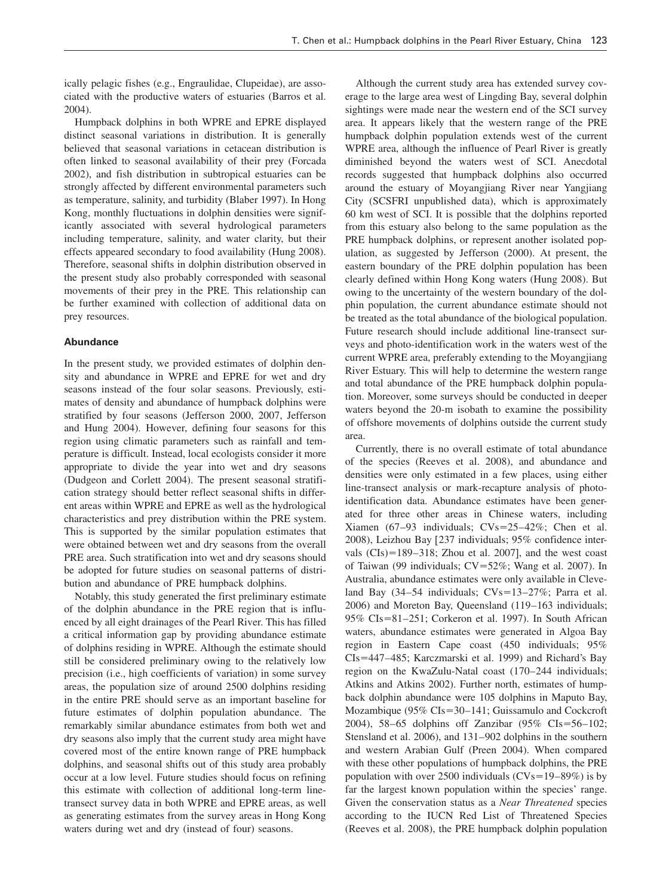ically pelagic fishes (e.g., Engraulidae, Clupeidae), are associated with the productive waters of estuaries (Barros et al. 2004).

Humpback dolphins in both WPRE and EPRE displayed distinct seasonal variations in distribution. It is generally believed that seasonal variations in cetacean distribution is often linked to seasonal availability of their prey (Forcada 2002), and fish distribution in subtropical estuaries can be strongly affected by different environmental parameters such as temperature, salinity, and turbidity (Blaber 1997). In Hong Kong, monthly fluctuations in dolphin densities were significantly associated with several hydrological parameters including temperature, salinity, and water clarity, but their effects appeared secondary to food availability (Hung 2008). Therefore, seasonal shifts in dolphin distribution observed in the present study also probably corresponded with seasonal movements of their prey in the PRE. This relationship can be further examined with collection of additional data on prey resources.

### Abundance

In the present study, we provided estimates of dolphin density and abundance in WPRE and EPRE for wet and dry seasons instead of the four solar seasons. Previously, estimates of density and abundance of humpback dolphins were stratified by four seasons (Jefferson 2000, 2007, Jefferson and Hung 2004). However, defining four seasons for this region using climatic parameters such as rainfall and temperature is difficult. Instead, local ecologists consider it more appropriate to divide the year into wet and dry seasons (Dudgeon and Corlett 2004). The present seasonal stratification strategy should better reflect seasonal shifts in different areas within WPRE and EPRE as well as the hydrological characteristics and prey distribution within the PRE system. This is supported by the similar population estimates that were obtained between wet and dry seasons from the overall PRE area. Such stratification into wet and dry seasons should be adopted for future studies on seasonal patterns of distribution and abundance of PRE humpback dolphins.

Notably, this study generated the first preliminary estimate of the dolphin abundance in the PRE region that is influenced by all eight drainages of the Pearl River. This has filled a critical information gap by providing abundance estimate of dolphins residing in WPRE. Although the estimate should still be considered preliminary owing to the relatively low precision (i.e., high coefficients of variation) in some survey areas, the population size of around 2500 dolphins residing in the entire PRE should serve as an important baseline for future estimates of dolphin population abundance. The remarkably similar abundance estimates from both wet and dry seasons also imply that the current study area might have covered most of the entire known range of PRE humpback dolphins, and seasonal shifts out of this study area probably occur at a low level. Future studies should focus on refining this estimate with collection of additional long-term line-transect survey data in both WPRE and EPRE areas, as well as generating estimates from the survey areas in Hong Kong waters during wet and dry (instead of four) seasons.

Although the current study area has extended survey coverage to the large area west of Lingding Bay, several dolphin sightings were made near the western end of the SCI survey area. It appears likely that the western range of the PRE humpback dolphin population extends west of the current WPRE area, although the influence of Pearl River is greatly diminished beyond the waters west of SCI. Anecdotal records suggested that humpback dolphins also occurred around the estuary of Moyangjiang River near Yangjiang City (SCSFRI unpublished data), which is approximately 60 km west of SCI. It is possible that the dolphins reported from this estuary also belong to the same population as the PRE humpback dolphins, or represent another isolated population, as suggested by Jefferson (2000). At present, the eastern boundary of the PRE dolphin population has been clearly defined within Hong Kong waters (Hung 2008). But owing to the uncertainty of the western boundary of the dolphin population, the current abundance estimate should not be treated as the total abundance of the biological population. Future research should include additional line-transect surveys and photo-identification work in the waters west of the current WPRE area, preferably extending to the Moyangjiang River Estuary. This will help to determine the western range and total abundance of the PRE humpback dolphin population. Moreover, some surveys should be conducted in deeper waters beyond the 20-m isobath to examine the possibility of offshore movements of dolphins outside the current study area.

Currently, there is no overall estimate of total abundance of the species (Reeves et al. 2008), and abundance and densities were only estimated in a few places, using either line-transect analysis or mark-recapture analysis of photo-identification data. Abundance estimates have been generated for three other areas in Chinese waters, including Xiamen (67–93 individuals; CVs=25–42%; Chen et al. 2008), Leizhou Bay [237 individuals; 95% confidence intervals (CIs)=189–318; Zhou et al. 2007], and the west coast of Taiwan (99 individuals; CV=52%; Wang et al. 2007). In Australia, abundance estimates were only available in Cleveland Bay (34–54 individuals; CVs=13–27%; Parra et al. 2006) and Moreton Bay, Queensland (119–163 individuals; 95% CIs=81–251; Corkeron et al. 1997). In South African waters, abundance estimates were generated in Algoa Bay region in Eastern Cape coast (450 individuals; 95% CIs=447–485; Karczmarski et al. 1999) and Richard's Bay region on the KwaZulu-Natal coast (170–244 individuals; Atkins and Atkins 2002). Further north, estimates of humpback dolphin abundance were 105 dolphins in Maputo Bay, Mozambique (95% CIs=30–141; Guissamulo and Cockcroft 2004), 58–65 dolphins off Zanzibar (95% CIs=56–102; Stensland et al. 2006), and 131–902 dolphins in the southern and western Arabian Gulf (Preen 2004). When compared with these other populations of humpback dolphins, the PRE population with over 2500 individuals (CVs=19–89%) is by far the largest known population within the species' range. Given the conservation status as a *Near Threatened* species according to the IUCN Red List of Threatened Species (Reeves et al. 2008), the PRE humpback dolphin population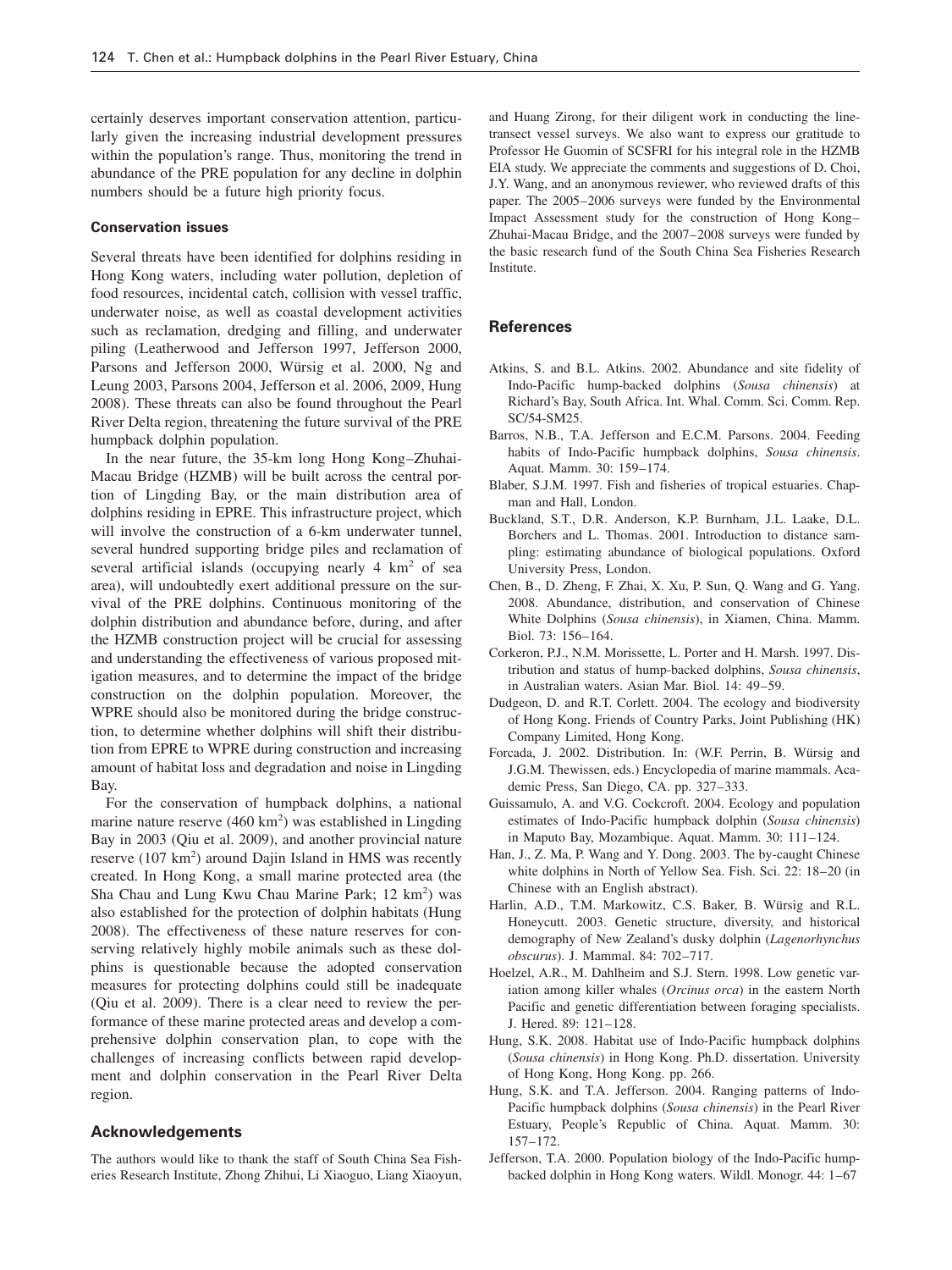certainly deserves important conservation attention, particularly given the increasing industrial development pressures within the population's range. Thus, monitoring the trend in abundance of the PRE population for any decline in dolphin numbers should be a future high priority focus.

### Conservation issues

Several threats have been identified for dolphins residing in Hong Kong waters, including water pollution, depletion of food resources, incidental catch, collision with vessel traffic, underwater noise, as well as coastal development activities such as reclamation, dredging and filling, and underwater piling (Leatherwood and Jefferson 1997, Jefferson 2000, Parsons and Jefferson 2000, Würsig et al. 2000, Ng and Leung 2003, Parsons 2004, Jefferson et al. 2006, 2009, Hung 2008). These threats can also be found throughout the Pearl River Delta region, threatening the future survival of the PRE humpback dolphin population.

In the near future, the 35-km long Hong Kong–Zhuhai-Macau Bridge (HZMB) will be built across the central portion of Lingding Bay, or the main distribution area of dolphins residing in EPRE. This infrastructure project, which will involve the construction of a 6-km underwater tunnel, several hundred supporting bridge piles and reclamation of several artificial islands (occupying nearly 4 km$^2$ of sea area), will undoubtedly exert additional pressure on the survival of the PRE dolphins. Continuous monitoring of the dolphin distribution and abundance before, during, and after the HZMB construction project will be crucial for assessing and understanding the effectiveness of various proposed mitigation measures, and to determine the impact of the bridge construction on the dolphin population. Moreover, the WPRE should also be monitored during the bridge construction, to determine whether dolphins will shift their distribution from EPRE to WPRE during construction and increasing amount of habitat loss and degradation and noise in Lingding Bay.

For the conservation of humpback dolphins, a national marine nature reserve (460 km$^2$) was established in Lingding Bay in 2003 (Qiu et al. 2009), and another provincial nature reserve (107 km$^2$) around Dajin Island in HMS was recently created. In Hong Kong, a small marine protected area (the Sha Chau and Lung Kwu Chau Marine Park; 12 km$^2$) was also established for the protection of dolphin habitats (Hung 2008). The effectiveness of these nature reserves for conserving relatively highly mobile animals such as these dolphins is questionable because the adopted conservation measures for protecting dolphins could still be inadequate (Qiu et al. 2009). There is a clear need to review the performance of these marine protected areas and develop a comprehensive dolphin conservation plan, to cope with the challenges of increasing conflicts between rapid development and dolphin conservation in the Pearl River Delta region.

## Acknowledgements

The authors would like to thank the staff of South China Sea Fisheries Research Institute, Zhong Zhihui, Li Xiaoguo, Liang Xiaoyun, and Huang Zirong, for their diligent work in conducting the line-transect vessel surveys. We also want to express our gratitude to Professor He Guomin of SCSFRI for his integral role in the HZMB EIA study. We appreciate the comments and suggestions of D. Choi, J.Y. Wang, and an anonymous reviewer, who reviewed drafts of this paper. The 2005–2006 surveys were funded by the Environmental Impact Assessment study for the construction of Hong Kong–Zhuhai-Macau Bridge, and the 2007–2008 surveys were funded by the basic research fund of the South China Sea Fisheries Research Institute.

## References

Atkins, S. and B.L. Atkins. 2002. Abundance and site fidelity of Indo-Pacific hump-backed dolphins (*Sousa chinensis*) at Richard's Bay, South Africa. Int. Whal. Comm. Sci. Comm. Rep. SC/54-SM25.

Barros, N.B., T.A. Jefferson and E.C.M. Parsons. 2004. Feeding habits of Indo-Pacific humpback dolphins, *Sousa chinensis*. Aquat. Mamm. 30: 159–174.

Blaber, S.J.M. 1997. Fish and fisheries of tropical estuaries. Chapman and Hall, London.

Buckland, S.T., D.R. Anderson, K.P. Burnham, J.L. Laake, D.L. Borchers and L. Thomas. 2001. Introduction to distance sampling: estimating abundance of biological populations. Oxford University Press, London.

Chen, B., D. Zheng, F. Zhai, X. Xu, P. Sun, Q. Wang and G. Yang. 2008. Abundance, distribution, and conservation of Chinese White Dolphins (*Sousa chinensis*), in Xiamen, China. Mamm. Biol. 73: 156–164.

Corkeron, P.J., N.M. Morissette, L. Porter and H. Marsh. 1997. Distribution and status of hump-backed dolphins, *Sousa chinensis*, in Australian waters. Asian Mar. Biol. 14: 49–59.

Dudgeon, D. and R.T. Corlett. 2004. The ecology and biodiversity of Hong Kong. Friends of Country Parks, Joint Publishing (HK) Company Limited, Hong Kong.

Forcada, J. 2002. Distribution. In: (W.F. Perrin, B. Würsig and J.G.M. Thewissen, eds.) Encyclopedia of marine mammals. Academic Press, San Diego, CA. pp. 327–333.

Guissamulo, A. and V.G. Cockcroft. 2004. Ecology and population estimates of Indo-Pacific humpback dolphin (*Sousa chinensis*) in Maputo Bay, Mozambique. Aquat. Mamm. 30: 111–124.

Han, J., Z. Ma, P. Wang and Y. Dong. 2003. The by-caught Chinese white dolphins in North of Yellow Sea. Fish. Sci. 22: 18–20 (in Chinese with an English abstract).

Harlin, A.D., T.M. Markowitz, C.S. Baker, B. Würsig and R.L. Honeycutt. 2003. Genetic structure, diversity, and historical demography of New Zealand's dusky dolphin (*Lagenorhynchus obscurus*). J. Mammal. 84: 702–717.

Hoelzel, A.R., M. Dahlheim and S.J. Stern. 1998. Low genetic variation among killer whales (*Orcinus orca*) in the eastern North Pacific and genetic differentiation between foraging specialists. J. Hered. 89: 121–128.

Hung, S.K. 2008. Habitat use of Indo-Pacific humpback dolphins (*Sousa chinensis*) in Hong Kong. Ph.D. dissertation. University of Hong Kong, Hong Kong. pp. 266.

Hung, S.K. and T.A. Jefferson. 2004. Ranging patterns of Indo-Pacific humpback dolphins (*Sousa chinensis*) in the Pearl River Estuary, People's Republic of China. Aquat. Mamm. 30: 157–172.

Jefferson, T.A. 2000. Population biology of the Indo-Pacific hump-backed dolphin in Hong Kong waters. Wildl. Monogr. 44: 1–67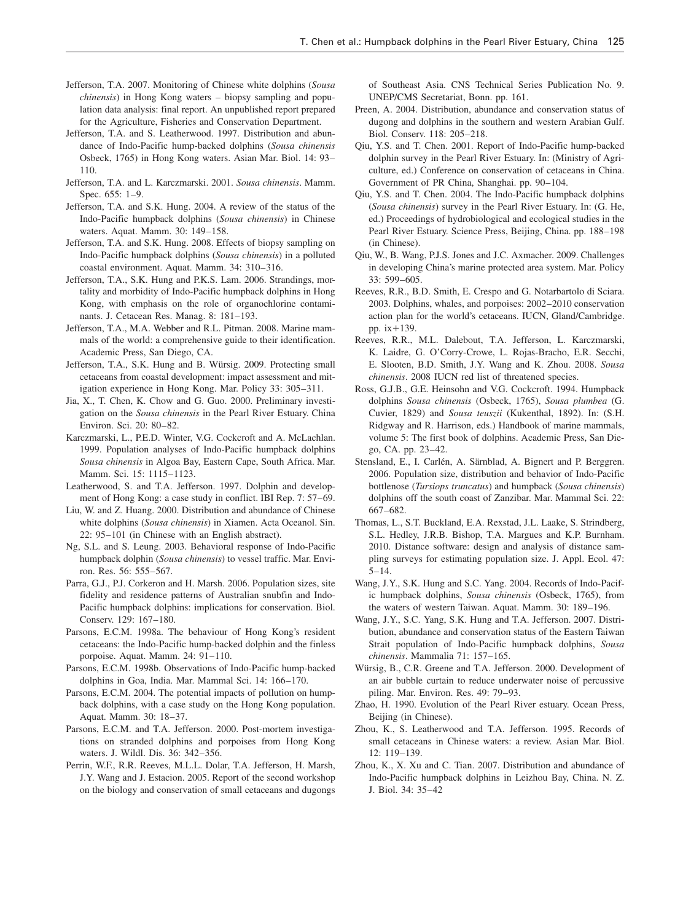Jefferson, T.A. 2007. Monitoring of Chinese white dolphins (*Sousa chinensis*) in Hong Kong waters – biopsy sampling and population data analysis: final report. An unpublished report prepared for the Agriculture, Fisheries and Conservation Department.

Jefferson, T.A. and S. Leatherwood. 1997. Distribution and abundance of Indo-Pacific hump-backed dolphins (*Sousa chinensis* Osbeck, 1765) in Hong Kong waters. Asian Mar. Biol. 14: 93–110.

Jefferson, T.A. and L. Karczmarski. 2001. *Sousa chinensis*. Mamm. Spec. 655: 1–9.

Jefferson, T.A. and S.K. Hung. 2004. A review of the status of the Indo-Pacific humpback dolphins (*Sousa chinensis*) in Chinese waters. Aquat. Mamm. 30: 149–158.

Jefferson, T.A. and S.K. Hung. 2008. Effects of biopsy sampling on Indo-Pacific humpback dolphins (*Sousa chinensis*) in a polluted coastal environment. Aquat. Mamm. 34: 310–316.

Jefferson, T.A., S.K. Hung and P.K.S. Lam. 2006. Strandings, mortality and morbidity of Indo-Pacific humpback dolphins in Hong Kong, with emphasis on the role of organochlorine contaminants. J. Cetacean Res. Manag. 8: 181–193.

Jefferson, T.A., M.A. Webber and R.L. Pitman. 2008. Marine mammals of the world: a comprehensive guide to their identification. Academic Press, San Diego, CA.

Jefferson, T.A., S.K. Hung and B. Würsig. 2009. Protecting small cetaceans from coastal development: impact assessment and mitigation experience in Hong Kong. Mar. Policy 33: 305–311.

Jia, X., T. Chen, K. Chow and G. Guo. 2000. Preliminary investigation on the *Sousa chinensis* in the Pearl River Estuary. China Environ. Sci. 20: 80–82.

Karczmarski, L., P.E.D. Winter, V.G. Cockcroft and A. McLachlan. 1999. Population analyses of Indo-Pacific humpback dolphins *Sousa chinensis* in Algoa Bay, Eastern Cape, South Africa. Mar. Mamm. Sci. 15: 1115–1123.

Leatherwood, S. and T.A. Jefferson. 1997. Dolphin and development of Hong Kong: a case study in conflict. IBI Rep. 7: 57–69.

Liu, W. and Z. Huang. 2000. Distribution and abundance of Chinese white dolphins (*Sousa chinensis*) in Xiamen. Acta Oceanol. Sin. 22: 95–101 (in Chinese with an English abstract).

Ng, S.L. and S. Leung. 2003. Behavioral response of Indo-Pacific humpback dolphin (*Sousa chinensis*) to vessel traffic. Mar. Environ. Res. 56: 555–567.

Parra, G.J., P.J. Corkeron and H. Marsh. 2006. Population sizes, site fidelity and residence patterns of Australian snubfin and Indo-Pacific humpback dolphins: implications for conservation. Biol. Conserv. 129: 167–180.

Parsons, E.C.M. 1998a. The behaviour of Hong Kong's resident cetaceans: the Indo-Pacific hump-backed dolphin and the finless porpoise. Aquat. Mamm. 24: 91–110.

Parsons, E.C.M. 1998b. Observations of Indo-Pacific hump-backed dolphins in Goa, India. Mar. Mammal Sci. 14: 166–170.

Parsons, E.C.M. 2004. The potential impacts of pollution on humpback dolphins, with a case study on the Hong Kong population. Aquat. Mamm. 30: 18–37.

Parsons, E.C.M. and T.A. Jefferson. 2000. Post-mortem investigations on stranded dolphins and porpoises from Hong Kong waters. J. Wildl. Dis. 36: 342–356.

Perrin, W.F., R.R. Reeves, M.L.L. Dolar, T.A. Jefferson, H. Marsh, J.Y. Wang and J. Estacion. 2005. Report of the second workshop on the biology and conservation of small cetaceans and dugongs of Southeast Asia. CNS Technical Series Publication No. 9. UNEP/CMS Secretariat, Bonn. pp. 161.

Preen, A. 2004. Distribution, abundance and conservation status of dugong and dolphins in the southern and western Arabian Gulf. Biol. Conserv. 118: 205–218.

Qiu, Y.S. and T. Chen. 2001. Report of Indo-Pacific hump-backed dolphin survey in the Pearl River Estuary. In: (Ministry of Agriculture, ed.) Conference on conservation of cetaceans in China. Government of PR China, Shanghai. pp. 90–104.

Qiu, Y.S. and T. Chen. 2004. The Indo-Pacific humpback dolphins (*Sousa chinensis*) survey in the Pearl River Estuary. In: (G. He, ed.) Proceedings of hydrobiological and ecological studies in the Pearl River Estuary. Science Press, Beijing, China. pp. 188–198 (in Chinese).

Qiu, W., B. Wang, P.J.S. Jones and J.C. Axmacher. 2009. Challenges in developing China's marine protected area system. Mar. Policy 33: 599–605.

Reeves, R.R., B.D. Smith, E. Crespo and G. Notarbartolo di Sciara. 2003. Dolphins, whales, and porpoises: 2002–2010 conservation action plan for the world's cetaceans. IUCN, Gland/Cambridge. pp. ix+139.

Reeves, R.R., M.L. Dalebout, T.A. Jefferson, L. Karczmarski, K. Laidre, G. O'Corry-Crowe, L. Rojas-Bracho, E.R. Secchi, E. Slooten, B.D. Smith, J.Y. Wang and K. Zhou. 2008. *Sousa chinensis*. 2008 IUCN red list of threatened species.

Ross, G.J.B., G.E. Heinsohn and V.G. Cockcroft. 1994. Humpback dolphins *Sousa chinensis* (Osbeck, 1765), *Sousa plumbea* (G. Cuvier, 1829) and *Sousa teuszii* (Kukenthal, 1892). In: (S.H. Ridgway and R. Harrison, eds.) Handbook of marine mammals, volume 5: The first book of dolphins. Academic Press, San Diego, CA. pp. 23–42.

Stensland, E., I. Carlén, A. Särnblad, A. Bignert and P. Berggren. 2006. Population size, distribution and behavior of Indo-Pacific bottlenose (*Tursiops truncatus*) and humpback (*Sousa chinensis*) dolphins off the south coast of Zanzibar. Mar. Mammal Sci. 22: 667–682.

Thomas, L., S.T. Buckland, E.A. Rexstad, J.L. Laake, S. Strindberg, S.L. Hedley, J.R.B. Bishop, T.A. Margues and K.P. Burnham. 2010. Distance software: design and analysis of distance sampling surveys for estimating population size. J. Appl. Ecol. 47: 5–14.

Wang, J.Y., S.K. Hung and S.C. Yang. 2004. Records of Indo-Pacific humpback dolphins, *Sousa chinensis* (Osbeck, 1765), from the waters of western Taiwan. Aquat. Mamm. 30: 189–196.

Wang, J.Y., S.C. Yang, S.K. Hung and T.A. Jefferson. 2007. Distribution, abundance and conservation status of the Eastern Taiwan Strait population of Indo-Pacific humpback dolphins, *Sousa chinensis*. Mammalia 71: 157–165.

Würsig, B., C.R. Greene and T.A. Jefferson. 2000. Development of an air bubble curtain to reduce underwater noise of percussive piling. Mar. Environ. Res. 49: 79–93.

Zhao, H. 1990. Evolution of the Pearl River estuary. Ocean Press, Beijing (in Chinese).

Zhou, K., S. Leatherwood and T.A. Jefferson. 1995. Records of small cetaceans in Chinese waters: a review. Asian Mar. Biol. 12: 119–139.

Zhou, K., X. Xu and C. Tian. 2007. Distribution and abundance of Indo-Pacific humpback dolphins in Leizhou Bay, China. N. Z. J. Biol. 34: 35–42